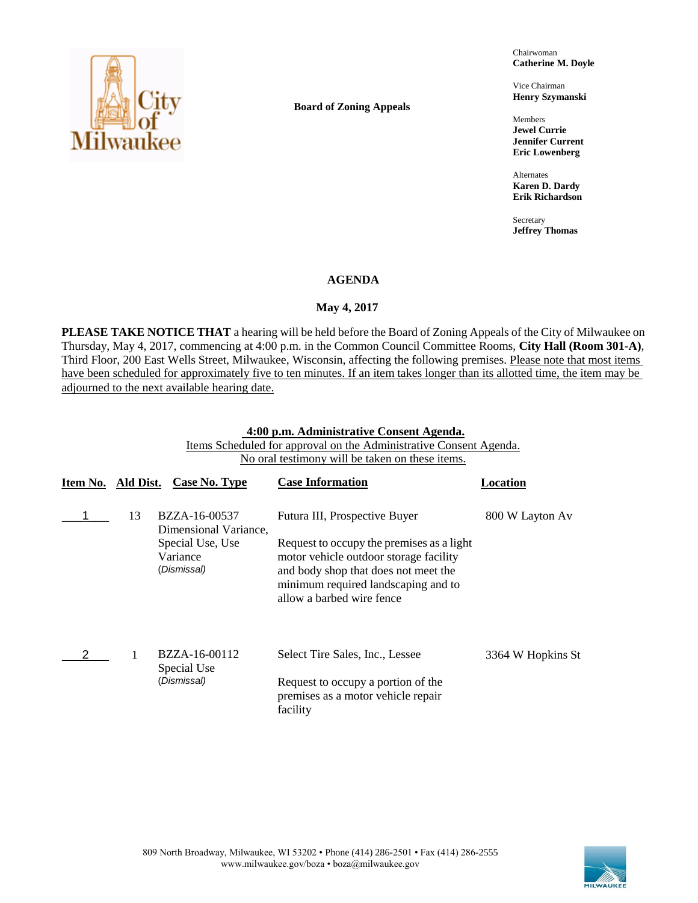**Board of Zoning Appeals**

Chairwoman
**Catherine M. Doyle**

Vice Chairman
**Henry Szymanski**

Members
**Jewel Currie**
**Jennifer Current**
**Eric Lowenberg**

Alternates
**Karen D. Dardy**
**Erik Richardson**

Secretary
**Jeffrey Thomas**

## AGENDA

### May 4, 2017

**PLEASE TAKE NOTICE THAT** a hearing will be held before the Board of Zoning Appeals of the City of Milwaukee on Thursday, May 4, 2017, commencing at 4:00 p.m. in the Common Council Committee Rooms, **City Hall (Room 301-A)**, Third Floor, 200 East Wells Street, Milwaukee, Wisconsin, affecting the following premises. Please note that most items have been scheduled for approximately five to ten minutes. If an item takes longer than its allotted time, the item may be adjourned to the next available hearing date.

**4:00 p.m. Administrative Consent Agenda.**
Items Scheduled for approval on the Administrative Consent Agenda.
No oral testimony will be taken on these items.

| Item No. | Ald Dist. | Case No. Type | Case Information | Location |
|---|---|---|---|---|
| 1 | 13 | BZZA-16-00537 Dimensional Variance, Special Use, Use Variance *(Dismissal)* | Futura III, Prospective Buyer<br><br>Request to occupy the premises as a light motor vehicle outdoor storage facility and body shop that does not meet the minimum required landscaping and to allow a barbed wire fence | 800 W Layton Av |
| 2 | 1 | BZZA-16-00112 Special Use *(Dismissal)* | Select Tire Sales, Inc., Lessee<br><br>Request to occupy a portion of the premises as a motor vehicle repair facility | 3364 W Hopkins St |

809 North Broadway, Milwaukee, WI 53202 • Phone (414) 286-2501 • Fax (414) 286-2555
www.milwaukee.gov/boza • boza@milwaukee.gov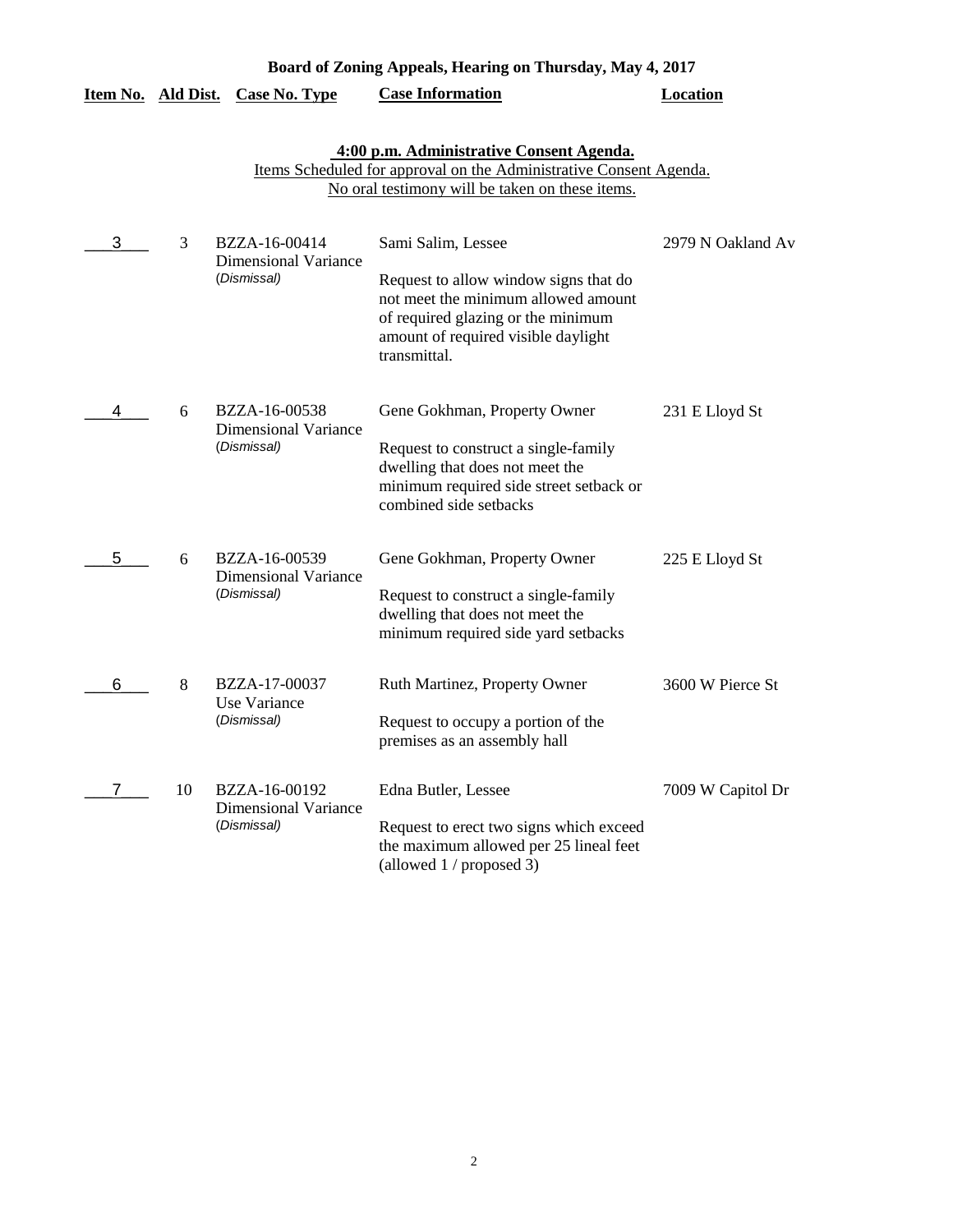**Board of Zoning Appeals, Hearing on Thursday, May 4, 2017**

| Item No. | Ald Dist. | Case No. Type | Case Information | Location |
|---|---|---|---|---|

**4:00 p.m. Administrative Consent Agenda.**

Items Scheduled for approval on the Administrative Consent Agenda.

No oral testimony will be taken on these items.

| Item No. | Ald Dist. | Case No. Type | Case Information | Location |
|---|---|---|---|---|
| 3 | 3 | BZZA-16-00414 Dimensional Variance (*Dismissal*) | Sami Salim, Lessee<br><br>Request to allow window signs that do not meet the minimum allowed amount of required glazing or the minimum amount of required visible daylight transmittal. | 2979 N Oakland Av |
| 4 | 6 | BZZA-16-00538 Dimensional Variance (*Dismissal*) | Gene Gokhman, Property Owner<br><br>Request to construct a single-family dwelling that does not meet the minimum required side street setback or combined side setbacks | 231 E Lloyd St |
| 5 | 6 | BZZA-16-00539 Dimensional Variance (*Dismissal*) | Gene Gokhman, Property Owner<br><br>Request to construct a single-family dwelling that does not meet the minimum required side yard setbacks | 225 E Lloyd St |
| 6 | 8 | BZZA-17-00037 Use Variance (*Dismissal*) | Ruth Martinez, Property Owner<br><br>Request to occupy a portion of the premises as an assembly hall | 3600 W Pierce St |
| 7 | 10 | BZZA-16-00192 Dimensional Variance (*Dismissal*) | Edna Butler, Lessee<br><br>Request to erect two signs which exceed the maximum allowed per 25 lineal feet (allowed 1 / proposed 3) | 7009 W Capitol Dr |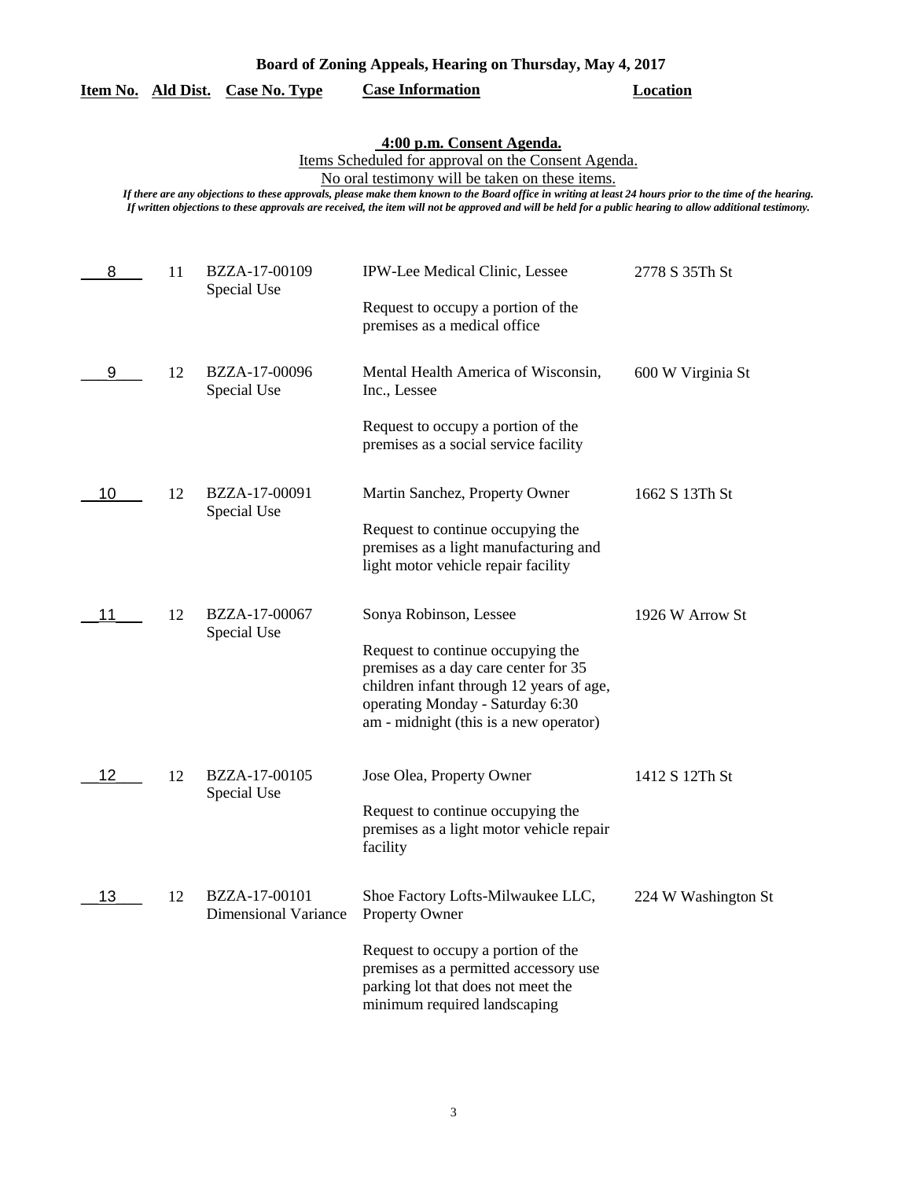**Board of Zoning Appeals, Hearing on Thursday, May 4, 2017**

**4:00 p.m. Consent Agenda.**

Items Scheduled for approval on the Consent Agenda.

No oral testimony will be taken on these items.

***If there are any objections to these approvals, please make them known to the Board office in writing at least 24 hours prior to the time of the hearing. If written objections to these approvals are received, the item will not be approved and will be held for a public hearing to allow additional testimony.***

| Item No. | Ald Dist. | Case No. Type | Case Information | Location |
|---|---|---|---|---|
| 8 | 11 | BZZA-17-00109 Special Use | IPW-Lee Medical Clinic, Lessee<br><br>Request to occupy a portion of the premises as a medical office | 2778 S 35Th St |
| 9 | 12 | BZZA-17-00096 Special Use | Mental Health America of Wisconsin, Inc., Lessee<br><br>Request to occupy a portion of the premises as a social service facility | 600 W Virginia St |
| 10 | 12 | BZZA-17-00091 Special Use | Martin Sanchez, Property Owner<br><br>Request to continue occupying the premises as a light manufacturing and light motor vehicle repair facility | 1662 S 13Th St |
| 11 | 12 | BZZA-17-00067 Special Use | Sonya Robinson, Lessee<br><br>Request to continue occupying the premises as a day care center for 35 children infant through 12 years of age, operating Monday - Saturday 6:30 am - midnight (this is a new operator) | 1926 W Arrow St |
| 12 | 12 | BZZA-17-00105 Special Use | Jose Olea, Property Owner<br><br>Request to continue occupying the premises as a light motor vehicle repair facility | 1412 S 12Th St |
| 13 | 12 | BZZA-17-00101 Dimensional Variance | Shoe Factory Lofts-Milwaukee LLC, Property Owner<br><br>Request to occupy a portion of the premises as a permitted accessory use parking lot that does not meet the minimum required landscaping | 224 W Washington St |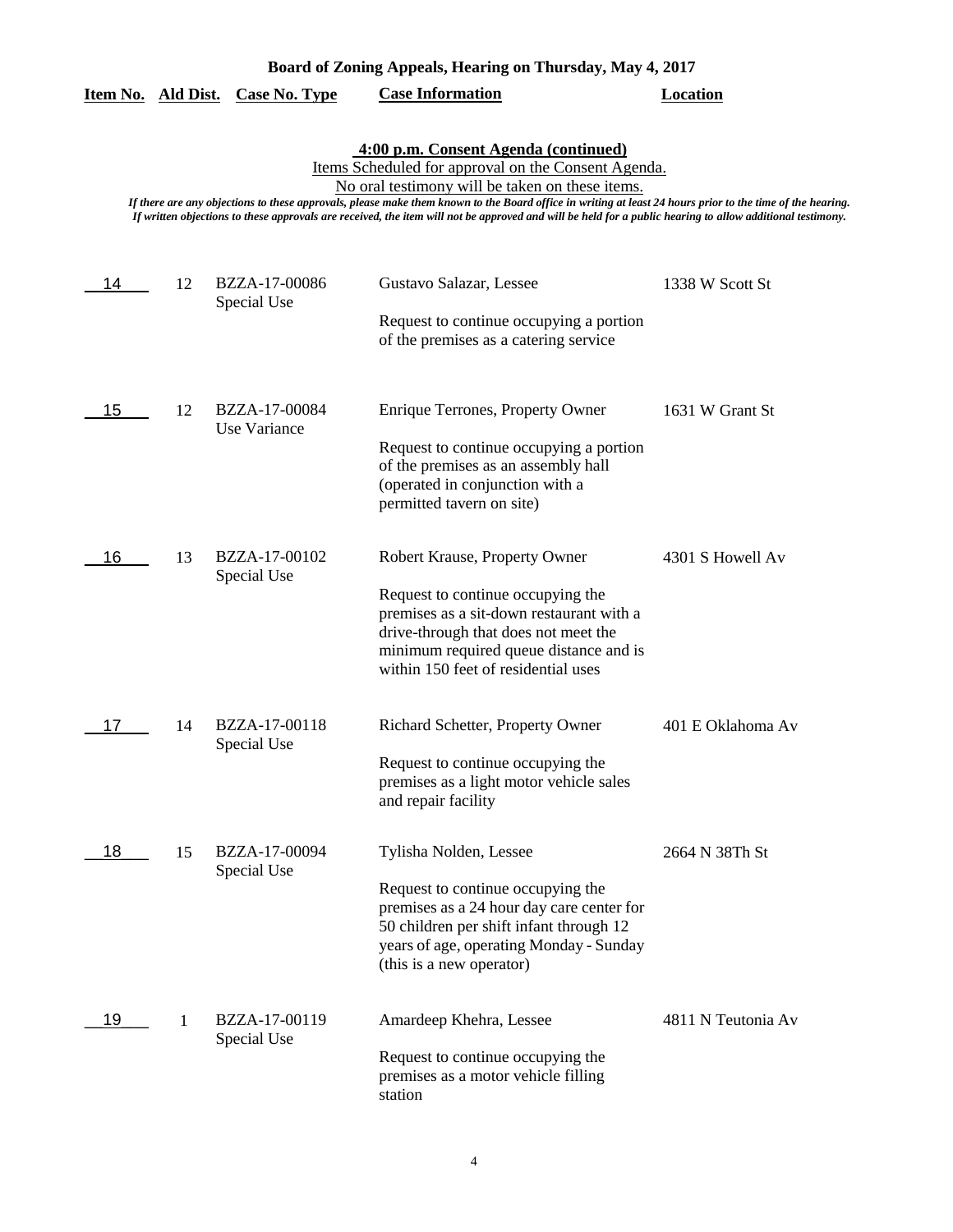**Board of Zoning Appeals, Hearing on Thursday, May 4, 2017**

**4:00 p.m. Consent Agenda (continued)**

Items Scheduled for approval on the Consent Agenda.
No oral testimony will be taken on these items.

*If there are any objections to these approvals, please make them known to the Board office in writing at least 24 hours prior to the time of the hearing. If written objections to these approvals are received, the item will not be approved and will be held for a public hearing to allow additional testimony.*

| Item No. | Ald Dist. | Case No. Type | Case Information | Location |
|---|---|---|---|---|
| 14 | 12 | BZZA-17-00086 Special Use | Gustavo Salazar, Lessee<br><br>Request to continue occupying a portion of the premises as a catering service | 1338 W Scott St |
| 15 | 12 | BZZA-17-00084 Use Variance | Enrique Terrones, Property Owner<br><br>Request to continue occupying a portion of the premises as an assembly hall (operated in conjunction with a permitted tavern on site) | 1631 W Grant St |
| 16 | 13 | BZZA-17-00102 Special Use | Robert Krause, Property Owner<br><br>Request to continue occupying the premises as a sit-down restaurant with a drive-through that does not meet the minimum required queue distance and is within 150 feet of residential uses | 4301 S Howell Av |
| 17 | 14 | BZZA-17-00118 Special Use | Richard Schetter, Property Owner<br><br>Request to continue occupying the premises as a light motor vehicle sales and repair facility | 401 E Oklahoma Av |
| 18 | 15 | BZZA-17-00094 Special Use | Tylisha Nolden, Lessee<br><br>Request to continue occupying the premises as a 24 hour day care center for 50 children per shift infant through 12 years of age, operating Monday - Sunday (this is a new operator) | 2664 N 38Th St |
| 19 | 1 | BZZA-17-00119 Special Use | Amardeep Khehra, Lessee<br><br>Request to continue occupying the premises as a motor vehicle filling station | 4811 N Teutonia Av |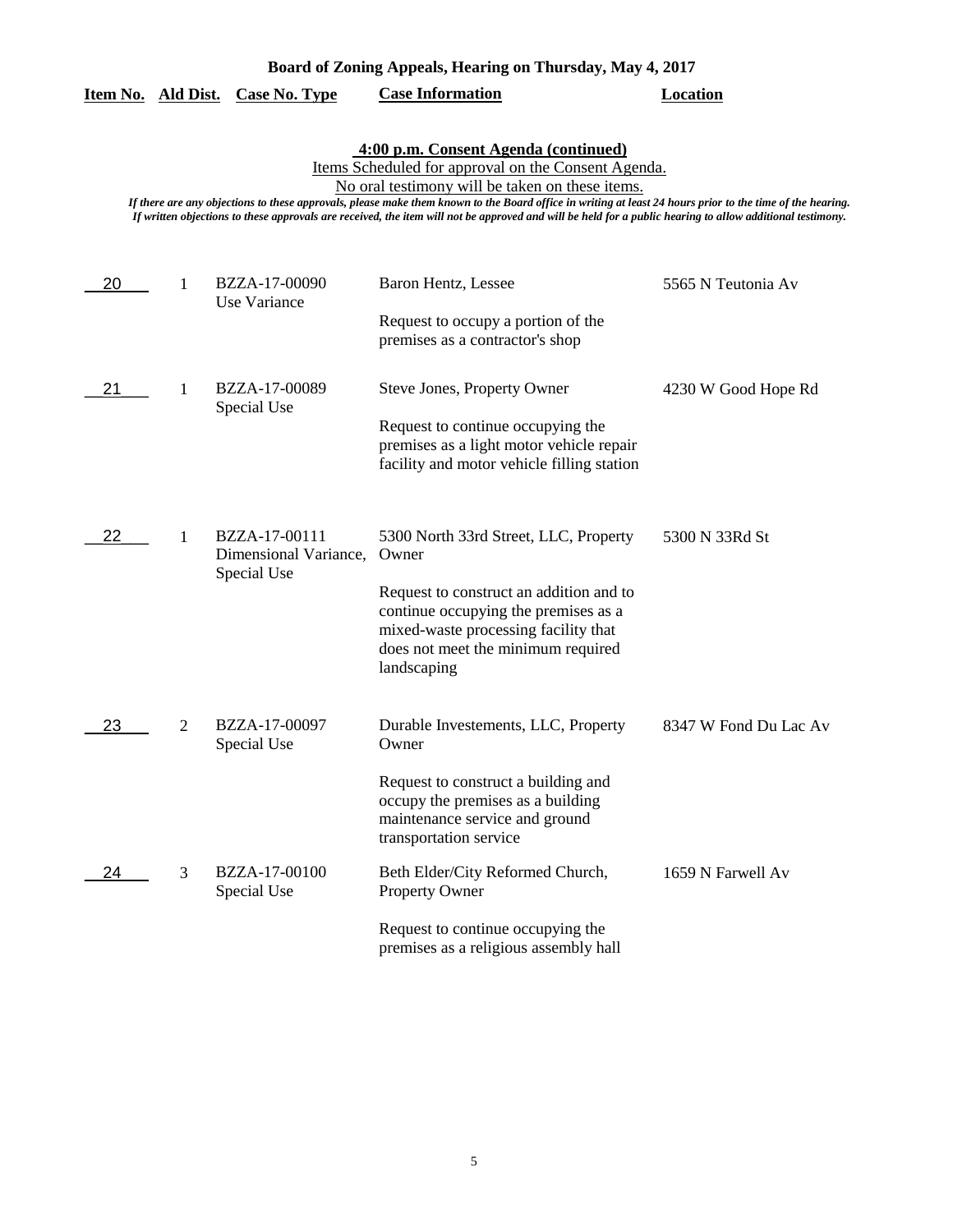**Board of Zoning Appeals, Hearing on Thursday, May 4, 2017**

| Item No. | Ald Dist. | Case No. Type | Case Information | Location |
|---|---|---|---|---|

**4:00 p.m. Consent Agenda (continued)**

Items Scheduled for approval on the Consent Agenda.

No oral testimony will be taken on these items.

*If there are any objections to these approvals, please make them known to the Board office in writing at least 24 hours prior to the time of the hearing.*
*If written objections to these approvals are received, the item will not be approved and will be held for a public hearing to allow additional testimony.*

| Item No. | Ald Dist. | Case No. Type | Case Information | Location |
|---|---|---|---|---|
| 20 | 1 | BZZA-17-00090 Use Variance | Baron Hentz, Lessee<br><br>Request to occupy a portion of the premises as a contractor's shop | 5565 N Teutonia Av |
| 21 | 1 | BZZA-17-00089 Special Use | Steve Jones, Property Owner<br><br>Request to continue occupying the premises as a light motor vehicle repair facility and motor vehicle filling station | 4230 W Good Hope Rd |
| 22 | 1 | BZZA-17-00111 Dimensional Variance, Special Use | 5300 North 33rd Street, LLC, Property Owner<br><br>Request to construct an addition and to continue occupying the premises as a mixed-waste processing facility that does not meet the minimum required landscaping | 5300 N 33Rd St |
| 23 | 2 | BZZA-17-00097 Special Use | Durable Investements, LLC, Property Owner<br><br>Request to construct a building and occupy the premises as a building maintenance service and ground transportation service | 8347 W Fond Du Lac Av |
| 24 | 3 | BZZA-17-00100 Special Use | Beth Elder/City Reformed Church, Property Owner<br><br>Request to continue occupying the premises as a religious assembly hall | 1659 N Farwell Av |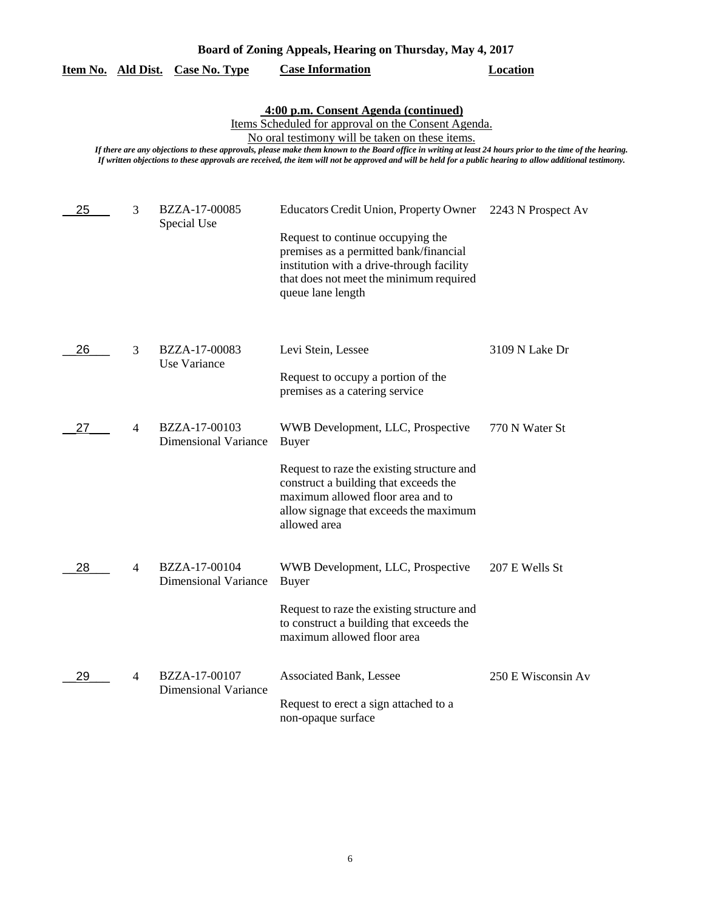**Board of Zoning Appeals, Hearing on Thursday, May 4, 2017**

**4:00 p.m. Consent Agenda (continued)**

Items Scheduled for approval on the Consent Agenda.

No oral testimony will be taken on these items.

*If there are any objections to these approvals, please make them known to the Board office in writing at least 24 hours prior to the time of the hearing. If written objections to these approvals are received, the item will not be approved and will be held for a public hearing to allow additional testimony.*

| Item No. | Ald Dist. | Case No. Type | Case Information | Location |
|---|---|---|---|---|
| 25 | 3 | BZZA-17-00085 Special Use | Educators Credit Union, Property Owner<br><br>Request to continue occupying the premises as a permitted bank/financial institution with a drive-through facility that does not meet the minimum required queue lane length | 2243 N Prospect Av |
| 26 | 3 | BZZA-17-00083 Use Variance | Levi Stein, Lessee<br><br>Request to occupy a portion of the premises as a catering service | 3109 N Lake Dr |
| 27 | 4 | BZZA-17-00103 Dimensional Variance | WWB Development, LLC, Prospective Buyer<br><br>Request to raze the existing structure and construct a building that exceeds the maximum allowed floor area and to allow signage that exceeds the maximum allowed area | 770 N Water St |
| 28 | 4 | BZZA-17-00104 Dimensional Variance | WWB Development, LLC, Prospective Buyer<br><br>Request to raze the existing structure and to construct a building that exceeds the maximum allowed floor area | 207 E Wells St |
| 29 | 4 | BZZA-17-00107 Dimensional Variance | Associated Bank, Lessee<br><br>Request to erect a sign attached to a non-opaque surface | 250 E Wisconsin Av |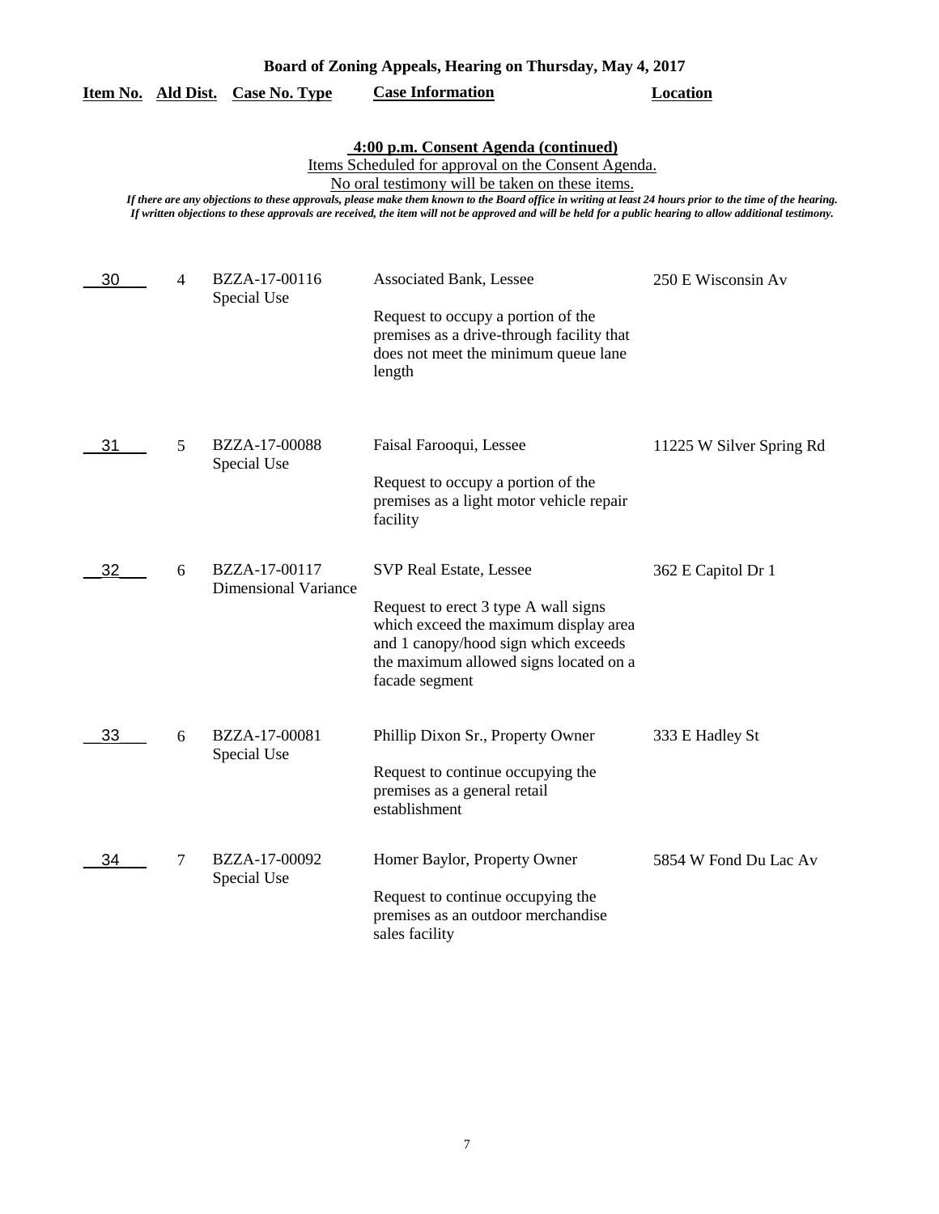**Board of Zoning Appeals, Hearing on Thursday, May 4, 2017**

**4:00 p.m. Consent Agenda (continued)**

Items Scheduled for approval on the Consent Agenda.

No oral testimony will be taken on these items.

*If there are any objections to these approvals, please make them known to the Board office in writing at least 24 hours prior to the time of the hearing. If written objections to these approvals are received, the item will not be approved and will be held for a public hearing to allow additional testimony.*

| Item No. | Ald Dist. | Case No. Type | Case Information | Location |
|---|---|---|---|---|
| 30 | 4 | BZZA-17-00116 Special Use | Associated Bank, Lessee<br><br>Request to occupy a portion of the premises as a drive-through facility that does not meet the minimum queue lane length | 250 E Wisconsin Av |
| 31 | 5 | BZZA-17-00088 Special Use | Faisal Farooqui, Lessee<br><br>Request to occupy a portion of the premises as a light motor vehicle repair facility | 11225 W Silver Spring Rd |
| 32 | 6 | BZZA-17-00117 Dimensional Variance | SVP Real Estate, Lessee<br><br>Request to erect 3 type A wall signs which exceed the maximum display area and 1 canopy/hood sign which exceeds the maximum allowed signs located on a facade segment | 362 E Capitol Dr 1 |
| 33 | 6 | BZZA-17-00081 Special Use | Phillip Dixon Sr., Property Owner<br><br>Request to continue occupying the premises as a general retail establishment | 333 E Hadley St |
| 34 | 7 | BZZA-17-00092 Special Use | Homer Baylor, Property Owner<br><br>Request to continue occupying the premises as an outdoor merchandise sales facility | 5854 W Fond Du Lac Av |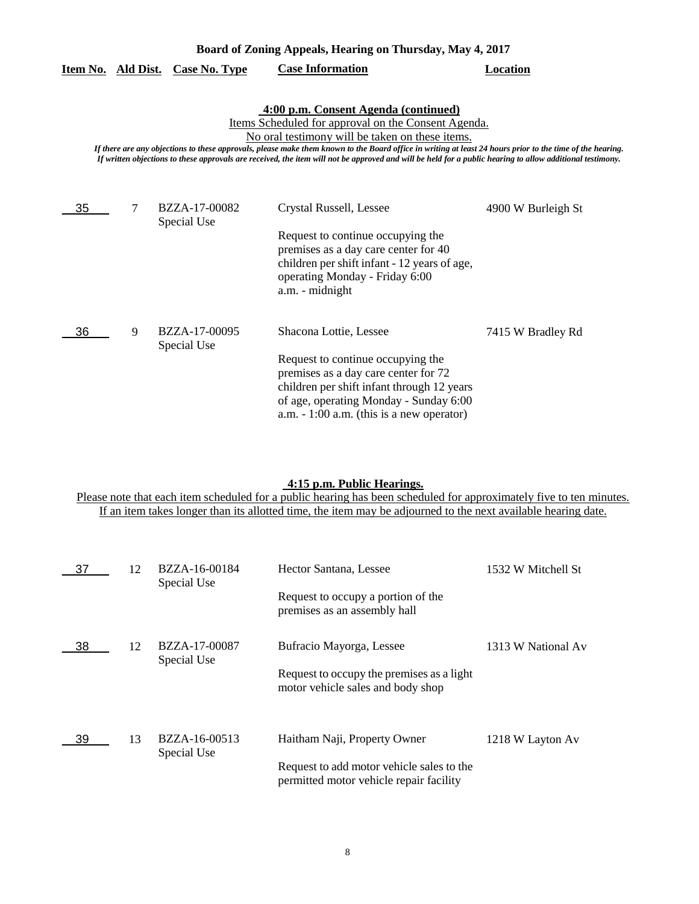**Board of Zoning Appeals, Hearing on Thursday, May 4, 2017**

| Item No. | Ald Dist. | Case No. Type | Case Information | Location |
|---|---|---|---|---|

### 4:00 p.m. Consent Agenda (continued)

Items Scheduled for approval on the Consent Agenda.

No oral testimony will be taken on these items.

*If there are any objections to these approvals, please make them known to the Board office in writing at least 24 hours prior to the time of the hearing. If written objections to these approvals are received, the item will not be approved and will be held for a public hearing to allow additional testimony.*

| Item No. | Ald Dist. | Case No. Type | Case Information | Location |
|---|---|---|---|---|
| 35 | 7 | BZZA-17-00082 Special Use | Crystal Russell, Lessee<br><br>Request to continue occupying the premises as a day care center for 40 children per shift infant - 12 years of age, operating Monday - Friday 6:00 a.m. - midnight | 4900 W Burleigh St |
| 36 | 9 | BZZA-17-00095 Special Use | Shacona Lottie, Lessee<br><br>Request to continue occupying the premises as a day care center for 72 children per shift infant through 12 years of age, operating Monday - Sunday 6:00 a.m. - 1:00 a.m. (this is a new operator) | 7415 W Bradley Rd |

### 4:15 p.m. Public Hearings.

Please note that each item scheduled for a public hearing has been scheduled for approximately five to ten minutes. If an item takes longer than its allotted time, the item may be adjourned to the next available hearing date.

| Item No. | Ald Dist. | Case No. Type | Case Information | Location |
|---|---|---|---|---|
| 37 | 12 | BZZA-16-00184 Special Use | Hector Santana, Lessee<br><br>Request to occupy a portion of the premises as an assembly hall | 1532 W Mitchell St |
| 38 | 12 | BZZA-17-00087 Special Use | Bufracio Mayorga, Lessee<br><br>Request to occupy the premises as a light motor vehicle sales and body shop | 1313 W National Av |
| 39 | 13 | BZZA-16-00513 Special Use | Haitham Naji, Property Owner<br><br>Request to add motor vehicle sales to the permitted motor vehicle repair facility | 1218 W Layton Av |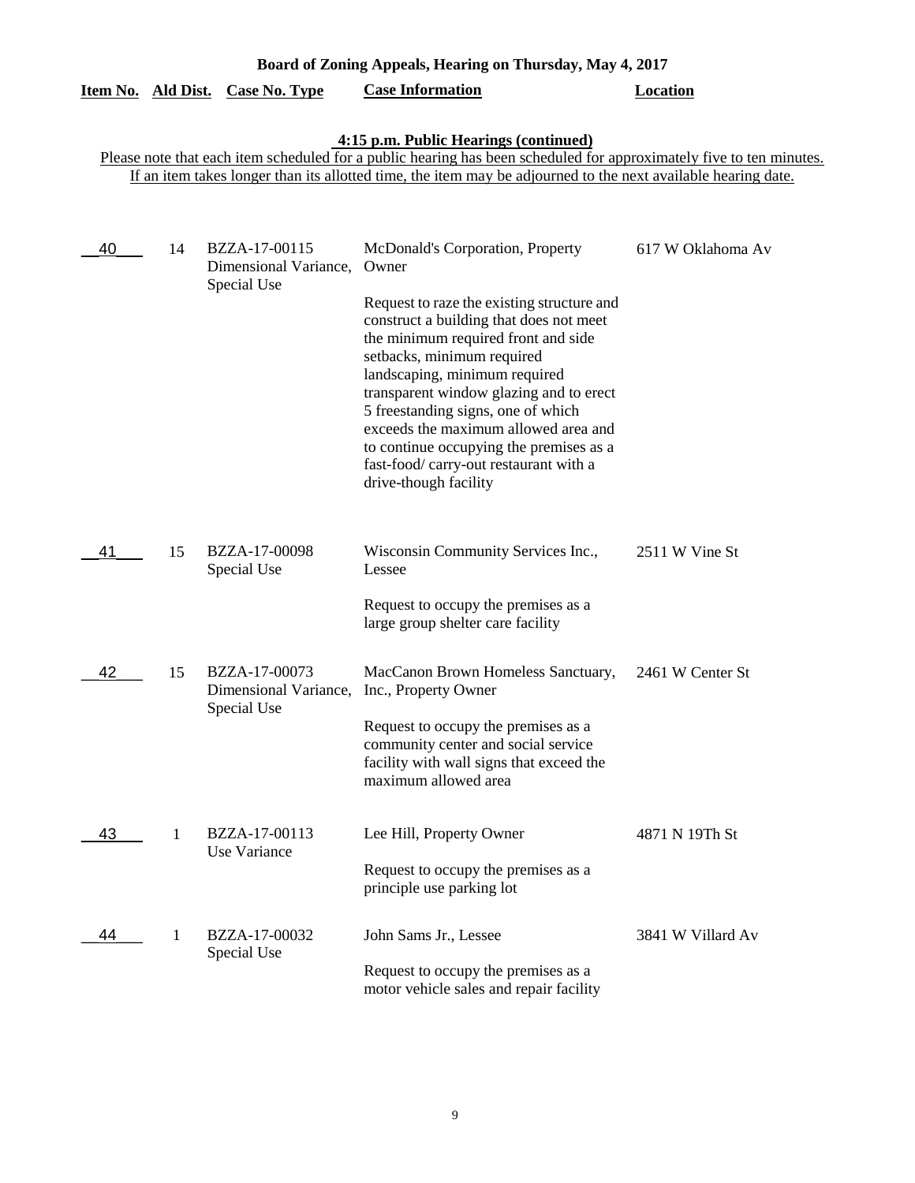**Board of Zoning Appeals, Hearing on Thursday, May 4, 2017**

**4:15 p.m. Public Hearings (continued)**

Please note that each item scheduled for a public hearing has been scheduled for approximately five to ten minutes. If an item takes longer than its allotted time, the item may be adjourned to the next available hearing date.

| Item No. | Ald Dist. | Case No. Type | Case Information | Location |
|---|---|---|---|---|
| 40 | 14 | BZZA-17-00115 Dimensional Variance, Special Use | McDonald's Corporation, Property Owner<br><br>Request to raze the existing structure and construct a building that does not meet the minimum required front and side setbacks, minimum required landscaping, minimum required transparent window glazing and to erect 5 freestanding signs, one of which exceeds the maximum allowed area and to continue occupying the premises as a fast-food/ carry-out restaurant with a drive-though facility | 617 W Oklahoma Av |
| 41 | 15 | BZZA-17-00098 Special Use | Wisconsin Community Services Inc., Lessee<br><br>Request to occupy the premises as a large group shelter care facility | 2511 W Vine St |
| 42 | 15 | BZZA-17-00073 Dimensional Variance, Special Use | MacCanon Brown Homeless Sanctuary, Inc., Property Owner<br><br>Request to occupy the premises as a community center and social service facility with wall signs that exceed the maximum allowed area | 2461 W Center St |
| 43 | 1 | BZZA-17-00113 Use Variance | Lee Hill, Property Owner<br><br>Request to occupy the premises as a principle use parking lot | 4871 N 19Th St |
| 44 | 1 | BZZA-17-00032 Special Use | John Sams Jr., Lessee<br><br>Request to occupy the premises as a motor vehicle sales and repair facility | 3841 W Villard Av |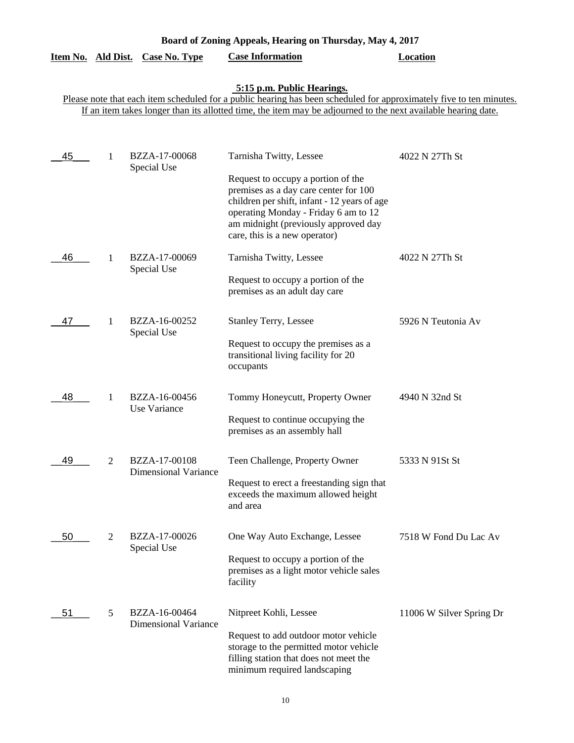**Board of Zoning Appeals, Hearing on Thursday, May 4, 2017**

**5:15 p.m. Public Hearings.**

Please note that each item scheduled for a public hearing has been scheduled for approximately five to ten minutes. If an item takes longer than its allotted time, the item may be adjourned to the next available hearing date.

| Item No. | Ald Dist. | Case No. Type | Case Information | Location |
|---|---|---|---|---|
| 45 | 1 | BZZA-17-00068 Special Use | Tarnisha Twitty, Lessee<br><br>Request to occupy a portion of the premises as a day care center for 100 children per shift, infant - 12 years of age operating Monday - Friday 6 am to 12 am midnight (previously approved day care, this is a new operator) | 4022 N 27Th St |
| 46 | 1 | BZZA-17-00069 Special Use | Tarnisha Twitty, Lessee<br><br>Request to occupy a portion of the premises as an adult day care | 4022 N 27Th St |
| 47 | 1 | BZZA-16-00252 Special Use | Stanley Terry, Lessee<br><br>Request to occupy the premises as a transitional living facility for 20 occupants | 5926 N Teutonia Av |
| 48 | 1 | BZZA-16-00456 Use Variance | Tommy Honeycutt, Property Owner<br><br>Request to continue occupying the premises as an assembly hall | 4940 N 32nd St |
| 49 | 2 | BZZA-17-00108 Dimensional Variance | Teen Challenge, Property Owner<br><br>Request to erect a freestanding sign that exceeds the maximum allowed height and area | 5333 N 91St St |
| 50 | 2 | BZZA-17-00026 Special Use | One Way Auto Exchange, Lessee<br><br>Request to occupy a portion of the premises as a light motor vehicle sales facility | 7518 W Fond Du Lac Av |
| 51 | 5 | BZZA-16-00464 Dimensional Variance | Nitpreet Kohli, Lessee<br><br>Request to add outdoor motor vehicle storage to the permitted motor vehicle filling station that does not meet the minimum required landscaping | 11006 W Silver Spring Dr |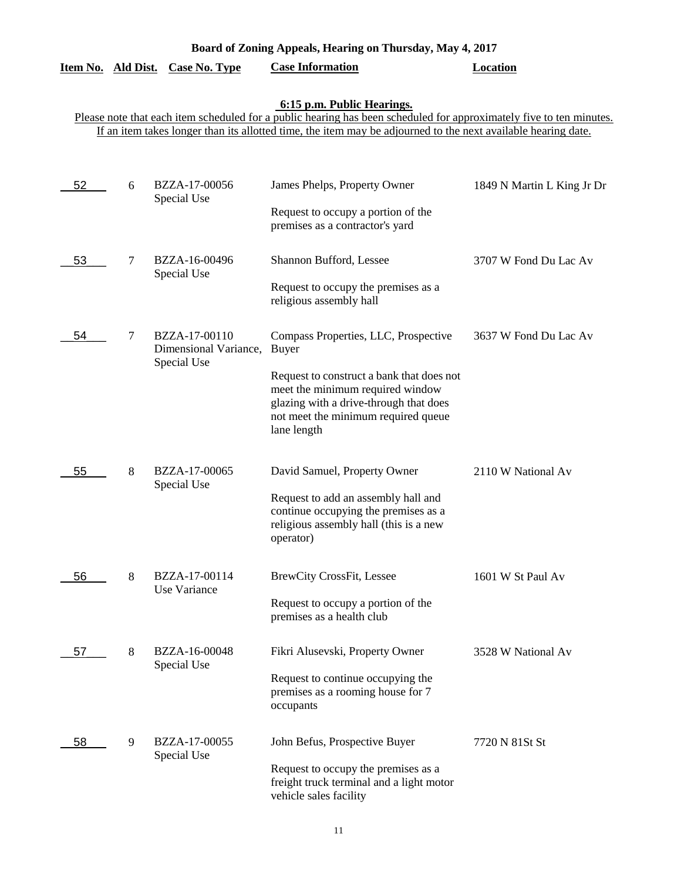**Board of Zoning Appeals, Hearing on Thursday, May 4, 2017**

**6:15 p.m. Public Hearings.**

Please note that each item scheduled for a public hearing has been scheduled for approximately five to ten minutes. If an item takes longer than its allotted time, the item may be adjourned to the next available hearing date.

| Item No. | Ald Dist. | Case No. Type | Case Information | Location |
|---|---|---|---|---|
| 52 | 6 | BZZA-17-00056 Special Use | James Phelps, Property Owner<br><br>Request to occupy a portion of the premises as a contractor's yard | 1849 N Martin L King Jr Dr |
| 53 | 7 | BZZA-16-00496 Special Use | Shannon Bufford, Lessee<br><br>Request to occupy the premises as a religious assembly hall | 3707 W Fond Du Lac Av |
| 54 | 7 | BZZA-17-00110 Dimensional Variance, Special Use | Compass Properties, LLC, Prospective Buyer<br><br>Request to construct a bank that does not meet the minimum required window glazing with a drive-through that does not meet the minimum required queue lane length | 3637 W Fond Du Lac Av |
| 55 | 8 | BZZA-17-00065 Special Use | David Samuel, Property Owner<br><br>Request to add an assembly hall and continue occupying the premises as a religious assembly hall (this is a new operator) | 2110 W National Av |
| 56 | 8 | BZZA-17-00114 Use Variance | BrewCity CrossFit, Lessee<br><br>Request to occupy a portion of the premises as a health club | 1601 W St Paul Av |
| 57 | 8 | BZZA-16-00048 Special Use | Fikri Alusevski, Property Owner<br><br>Request to continue occupying the premises as a rooming house for 7 occupants | 3528 W National Av |
| 58 | 9 | BZZA-17-00055 Special Use | John Befus, Prospective Buyer<br><br>Request to occupy the premises as a freight truck terminal and a light motor vehicle sales facility | 7720 N 81St St |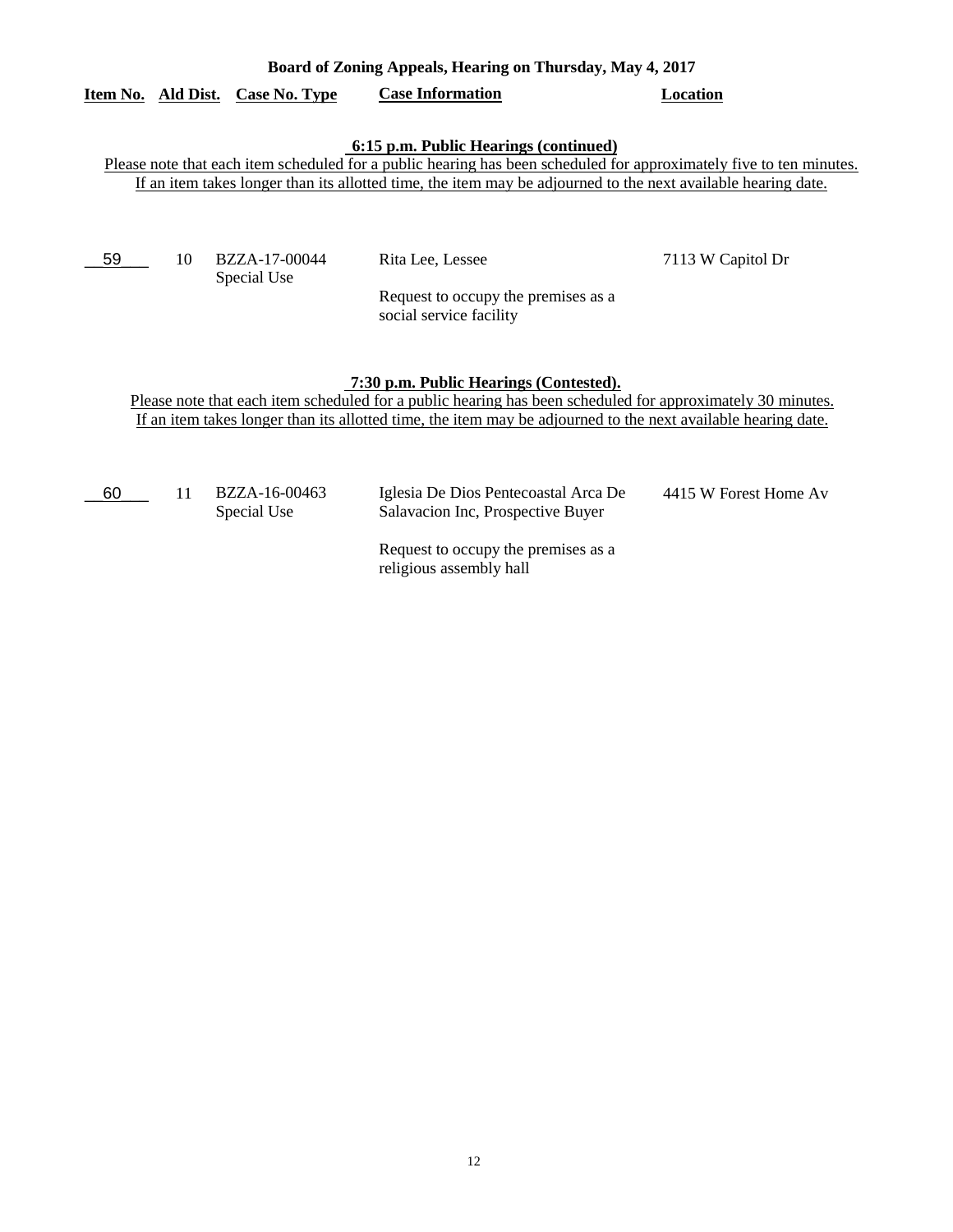**Board of Zoning Appeals, Hearing on Thursday, May 4, 2017**

| Item No. | Ald Dist. | Case No. Type | Case Information | Location |
|---|---|---|---|---|

**6:15 p.m. Public Hearings (continued)**

Please note that each item scheduled for a public hearing has been scheduled for approximately five to ten minutes. If an item takes longer than its allotted time, the item may be adjourned to the next available hearing date.

| | | | | |
|---|---|---|---|---|
| 59 | 10 | BZZA-17-00044 Special Use | Rita Lee, Lessee<br><br>Request to occupy the premises as a social service facility | 7113 W Capitol Dr |

**7:30 p.m. Public Hearings (Contested).**

Please note that each item scheduled for a public hearing has been scheduled for approximately 30 minutes. If an item takes longer than its allotted time, the item may be adjourned to the next available hearing date.

| | | | | |
|---|---|---|---|---|
| 60 | 11 | BZZA-16-00463 Special Use | Iglesia De Dios Pentecoastal Arca De Salavacion Inc, Prospective Buyer<br><br>Request to occupy the premises as a religious assembly hall | 4415 W Forest Home Av |